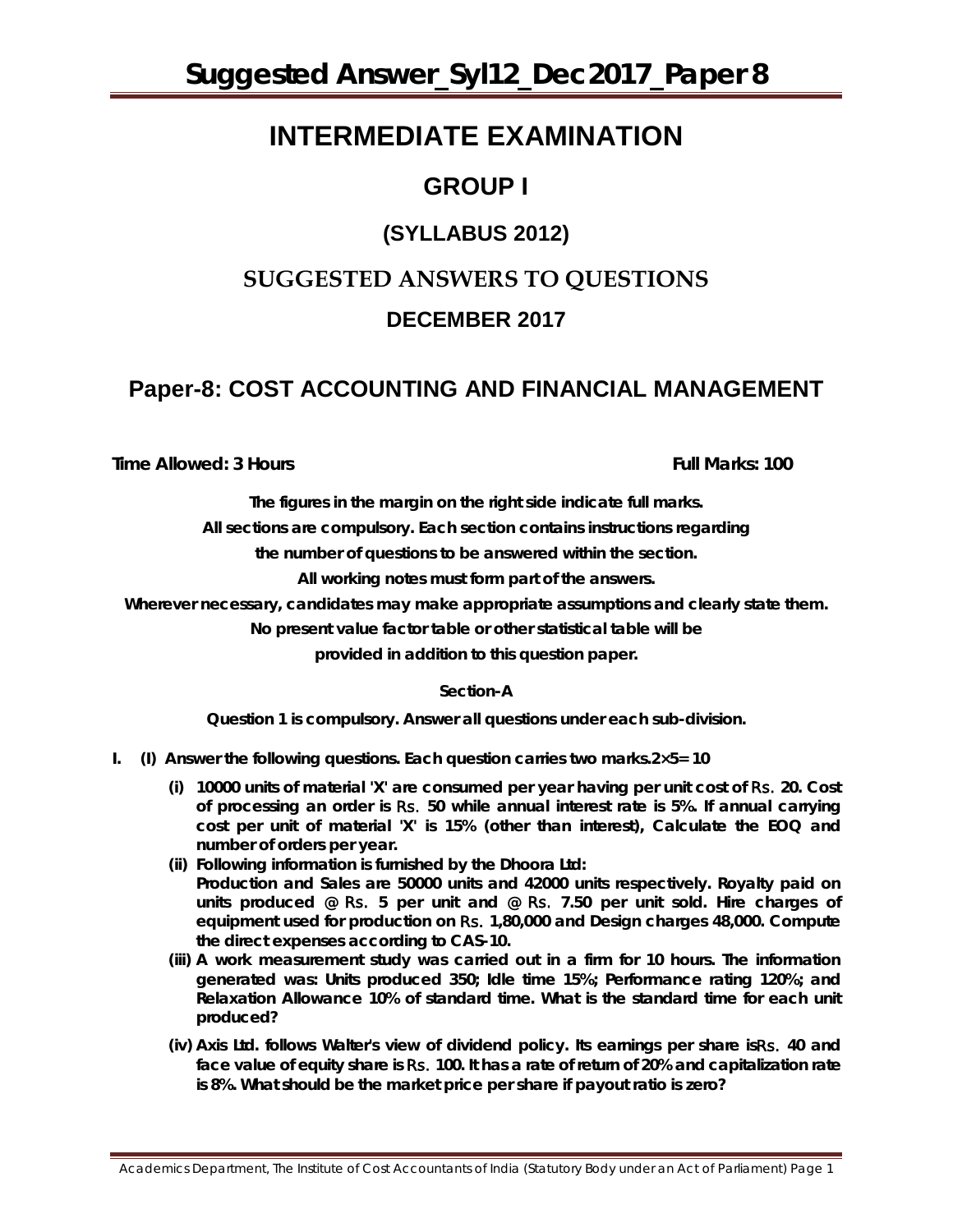# INTERMEDIATE EXAMINATION

## GROUP I

### (SYLLABUS 2012)

## SUGGESTED ANSWERS TO QUESTIONS

### DECEMBER 2017

## Paper-8: COST ACCOUNTING AND FINANCIAL MANAGEMENT

**Time Allowed: 3 Hours** **Full Marks: 100**

**The figures in the margin on the right side indicate full marks.**

**All sections are compulsory. Each section contains instructions regarding the number of questions to be answered within the section.**

**All working notes must form part of the answers.**

**Wherever necessary, candidates may make appropriate assumptions and clearly state them.**

**No present value factor table or other statistical table will be provided in addition to this question paper.**

**Section-A**

**Question 1 is compulsory. Answer all questions under each sub-division.**

**I. (I) Answer the following questions. Each question carries two marks. 2×5= 10**

**(i) 10000 units of material 'X' are consumed per year having per unit cost of Rs. 20. Cost of processing an order is Rs. 50 while annual interest rate is 5%. If annual carrying cost per unit of material 'X' is 15% (other than interest), Calculate the EOQ and number of orders per year.**

**(ii) Following information is furnished by the Dhoora Ltd:**
**Production and Sales are 50000 units and 42000 units respectively. Royalty paid on units produced @ Rs. 5 per unit and @ Rs. 7.50 per unit sold. Hire charges of equipment used for production on Rs. 1,80,000 and Design charges 48,000. Compute the direct expenses according to CAS-10.**

**(iii) A work measurement study was carried out in a firm for 10 hours. The information generated was: Units produced 350; Idle time 15%; Performance rating 120%; and Relaxation Allowance 10% of standard time. What is the standard time for each unit produced?**

**(iv) Axis Ltd. follows Walter's view of dividend policy. Its earnings per share is Rs. 40 and face value of equity share is Rs. 100. It has a rate of return of 20% and capitalization rate is 8%. What should be the market price per share if payout ratio is zero?**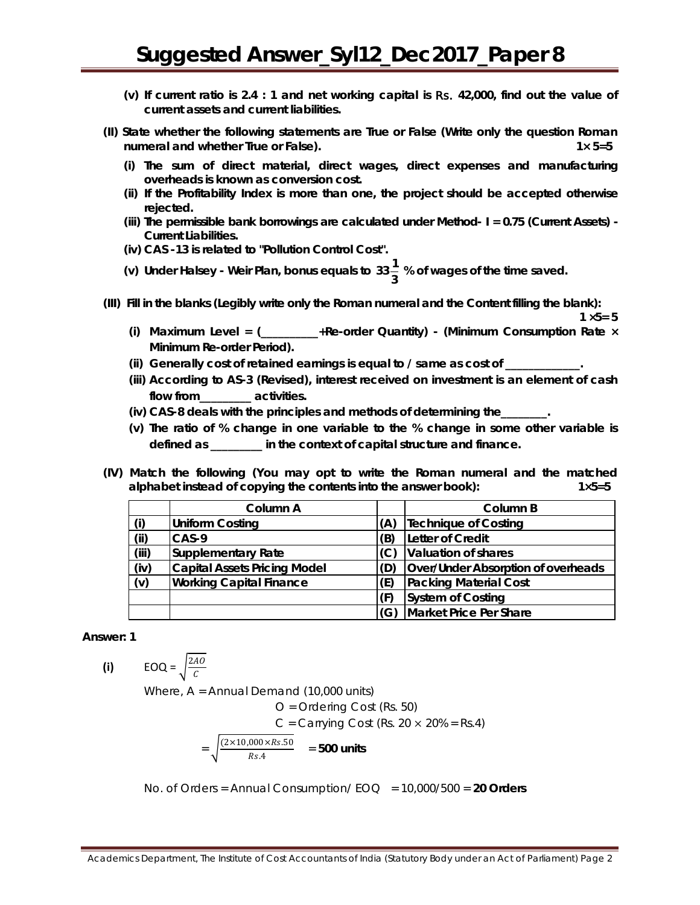**(v) If current ratio is 2.4 : 1 and net working capital is Rs. 42,000, find out the value of current assets and current liabilities.**

**(II) State whether the following statements are True or False (Write only the question Roman numeral and whether True or False).** **1× 5=5**

**(i) The sum of direct material, direct wages, direct expenses and manufacturing overheads is known as conversion cost.**

**(ii) If the Profitability Index is more than one, the project should be accepted otherwise rejected.**

**(iii) The permissible bank borrowings are calculated under Method- I = 0.75 (Current Assets) - Current Liabilities.**

**(iv) CAS -13 is related to "Pollution Control Cost".**

**(v) Under Halsey - Weir Plan, bonus equals to $33\frac{1}{3}$ % of wages of the time saved.**

**(III) Fill in the blanks (Legibly write only the Roman numeral and the Content filling the blank):** **1 ×5= 5**

**(i) Maximum Level = (\_\_\_\_\_\_\_\_\_\_+Re-order Quantity) - (Minimum Consumption Rate × Minimum Re-order Period).**

**(ii) Generally cost of retained earnings is equal to / same as cost of \_\_\_\_\_\_\_\_\_\_\_\_\_.**

**(iii) According to AS-3 (Revised), interest received on investment is an element of cash flow from\_\_\_\_\_\_\_\_\_ activities.**

**(iv) CAS-8 deals with the principles and methods of determining the\_\_\_\_\_\_\_\_\_.**

**(v) The ratio of % change in one variable to the % change in some other variable is defined as \_\_\_\_\_\_\_\_\_ in the context of capital structure and finance.**

**(IV) Match the following (You may opt to write the Roman numeral and the matched alphabet instead of copying the contents into the answer book):** **1×5=5**

| | Column A | | Column B |
|---|---|---|---|
| (i) | Uniform Costing | (A) | Technique of Costing |
| (ii) | CAS-9 | (B) | Letter of Credit |
| (iii) | Supplementary Rate | (C) | Valuation of shares |
| (iv) | Capital Assets Pricing Model | (D) | Over/Under Absorption of overheads |
| (v) | Working Capital Finance | (E) | Packing Material Cost |
| | | (F) | System of Costing |
| | | (G) | Market Price Per Share |

**Answer: 1**

**(i)** $EOQ = \sqrt{\frac{2AO}{C}}$

Where, A = Annual Demand (10,000 units)

O = Ordering Cost (Rs. 50)

C = Carrying Cost (Rs. 20 × 20% = Rs.4)

$= \sqrt{\frac{(2 \times 10{,}000 \times Rs.50}{Rs.4}}$ = **500 units**

No. of Orders = Annual Consumption/ EOQ = 10,000/500 = **20 Orders**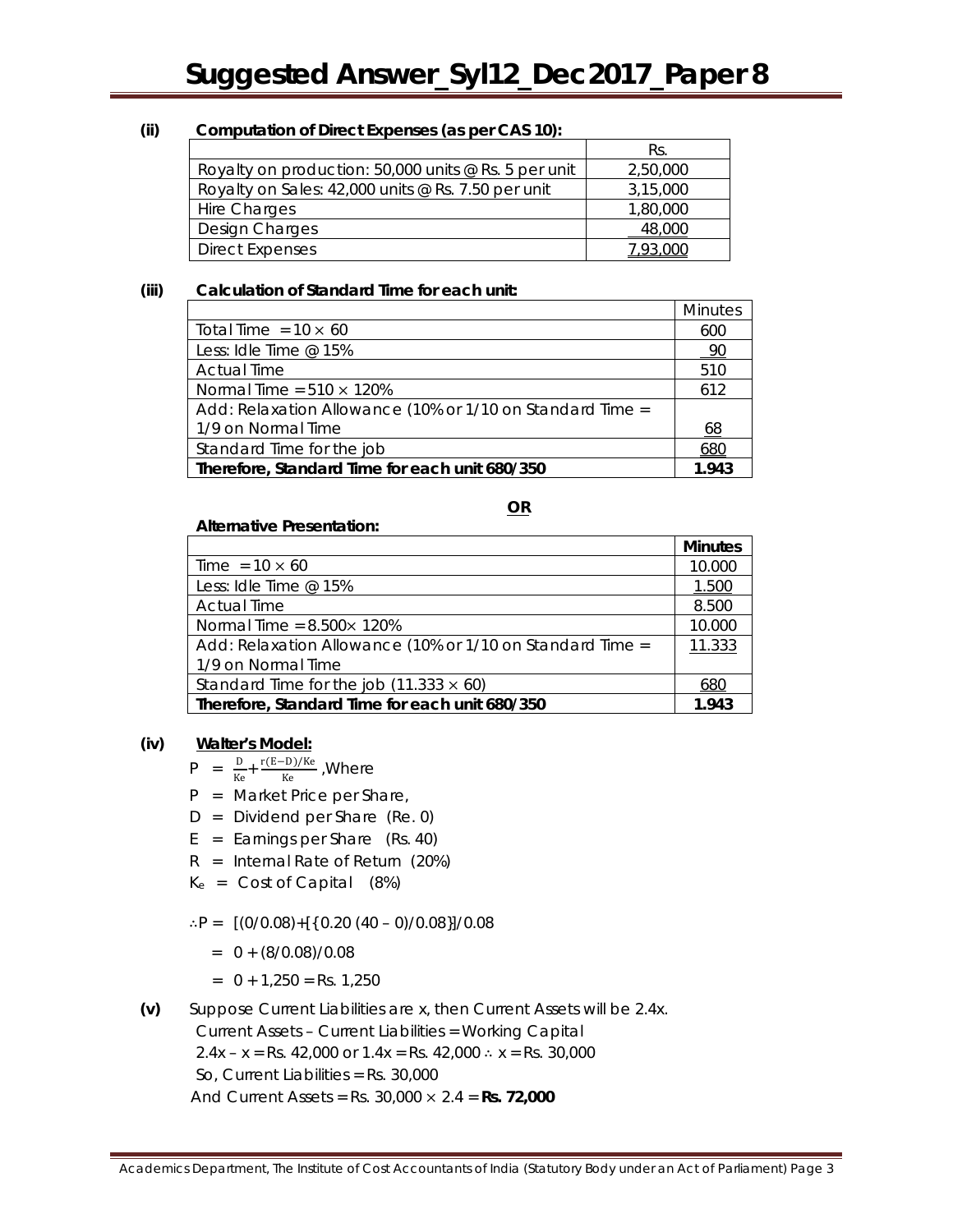**(ii) Computation of Direct Expenses (as per CAS 10):**

| | Rs. |
|---|---|
| Royalty on production: 50,000 units @ Rs. 5 per unit | 2,50,000 |
| Royalty on Sales: 42,000 units @ Rs. 7.50 per unit | 3,15,000 |
| Hire Charges | 1,80,000 |
| Design Charges | 48,000 |
| Direct Expenses | 7,93,000 |

**(iii) Calculation of Standard Time for each unit:**

| | Minutes |
|---|---|
| Total Time = 10 × 60 | 600 |
| Less: Idle Time @ 15% | 90 |
| Actual Time | 510 |
| Normal Time = 510 × 120% | 612 |
| Add: Relaxation Allowance (10% or 1/10 on Standard Time = 1/9 on Normal Time | 68 |
| Standard Time for the job | 680 |
| **Therefore, Standard Time for each unit 680/350** | **1.943** |

**OR**

**Alternative Presentation:**

| | **Minutes** |
|---|---|
| Time = 10 × 60 | 10.000 |
| Less: Idle Time @ 15% | 1.500 |
| Actual Time | 8.500 |
| Normal Time = 8.500× 120% | 10.000 |
| Add: Relaxation Allowance (10% or 1/10 on Standard Time = 1/9 on Normal Time | 11.333 |
| Standard Time for the job (11.333 × 60) | 680 |
| **Therefore, Standard Time for each unit 680/350** | **1.943** |

**(iv) Walter's Model:**

$P = \frac{D}{Ke} + \frac{r(E-D)/Ke}{Ke}$ ,Where

P = Market Price per Share,

D = Dividend per Share (Re. 0)

E = Earnings per Share (Rs. 40)

R = Internal Rate of Return (20%)

$K_e$ = Cost of Capital (8%)

∴P = [(0/0.08)+[{0.20 (40 – 0)/0.08}]/0.08

= 0 + (8/0.08)/0.08

= 0 + 1,250 = Rs. 1,250

**(v)** Suppose Current Liabilities are x, then Current Assets will be 2.4x.

Current Assets – Current Liabilities = Working Capital

2.4x – x = Rs. 42,000 or 1.4x = Rs. 42,000 ∴ x = Rs. 30,000

So, Current Liabilities = Rs. 30,000

And Current Assets = Rs. 30,000 × 2.4 = **Rs. 72,000**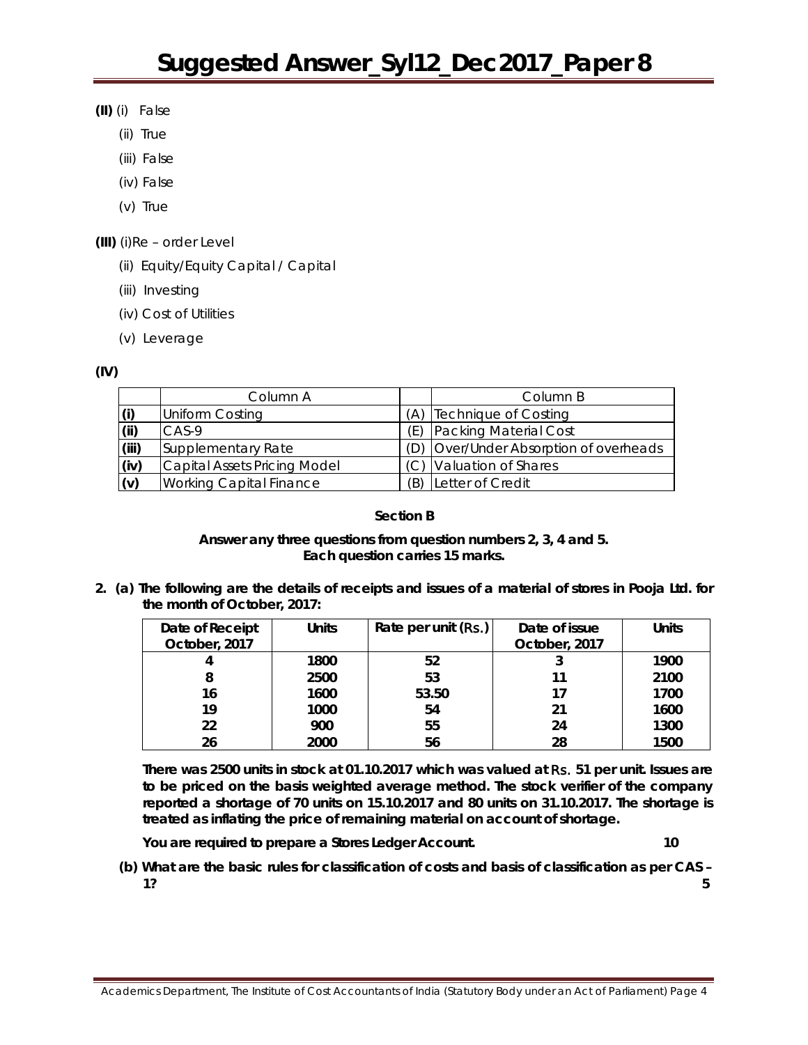**(II)** (i) False

(ii) True

(iii) False

(iv) False

(v) True

**(III)** (i)Re – order Level

(ii) Equity/Equity Capital / Capital

(iii) Investing

(iv) Cost of Utilities

(v) Leverage

**(IV)**

| | Column A | | Column B |
|---|---|---|---|
| **(i)** | Uniform Costing | (A) | Technique of Costing |
| **(ii)** | CAS-9 | (E) | Packing Material Cost |
| **(iii)** | Supplementary Rate | (D) | Over/Under Absorption of overheads |
| **(iv)** | Capital Assets Pricing Model | (C) | Valuation of Shares |
| **(v)** | Working Capital Finance | (B) | Letter of Credit |

**Section B**

**Answer any three questions from question numbers 2, 3, 4 and 5. Each question carries 15 marks.**

**2. (a) The following are the details of receipts and issues of a material of stores in Pooja Ltd. for the month of October, 2017:**

| Date of Receipt October, 2017 | Units | Rate per unit (Rs.) | Date of issue October, 2017 | Units |
|---|---|---|---|---|
| 4 | 1800 | 52 | 3 | 1900 |
| 8 | 2500 | 53 | 11 | 2100 |
| 16 | 1600 | 53.50 | 17 | 1700 |
| 19 | 1000 | 54 | 21 | 1600 |
| 22 | 900 | 55 | 24 | 1300 |
| 26 | 2000 | 56 | 28 | 1500 |

**There was 2500 units in stock at 01.10.2017 which was valued at Rs. 51 per unit. Issues are to be priced on the basis weighted average method. The stock verifier of the company reported a shortage of 70 units on 15.10.2017 and 80 units on 31.10.2017. The shortage is treated as inflating the price of remaining material on account of shortage.**

**You are required to prepare a Stores Ledger Account.** **10**

**(b) What are the basic rules for classification of costs and basis of classification as per CAS – 1?** **5**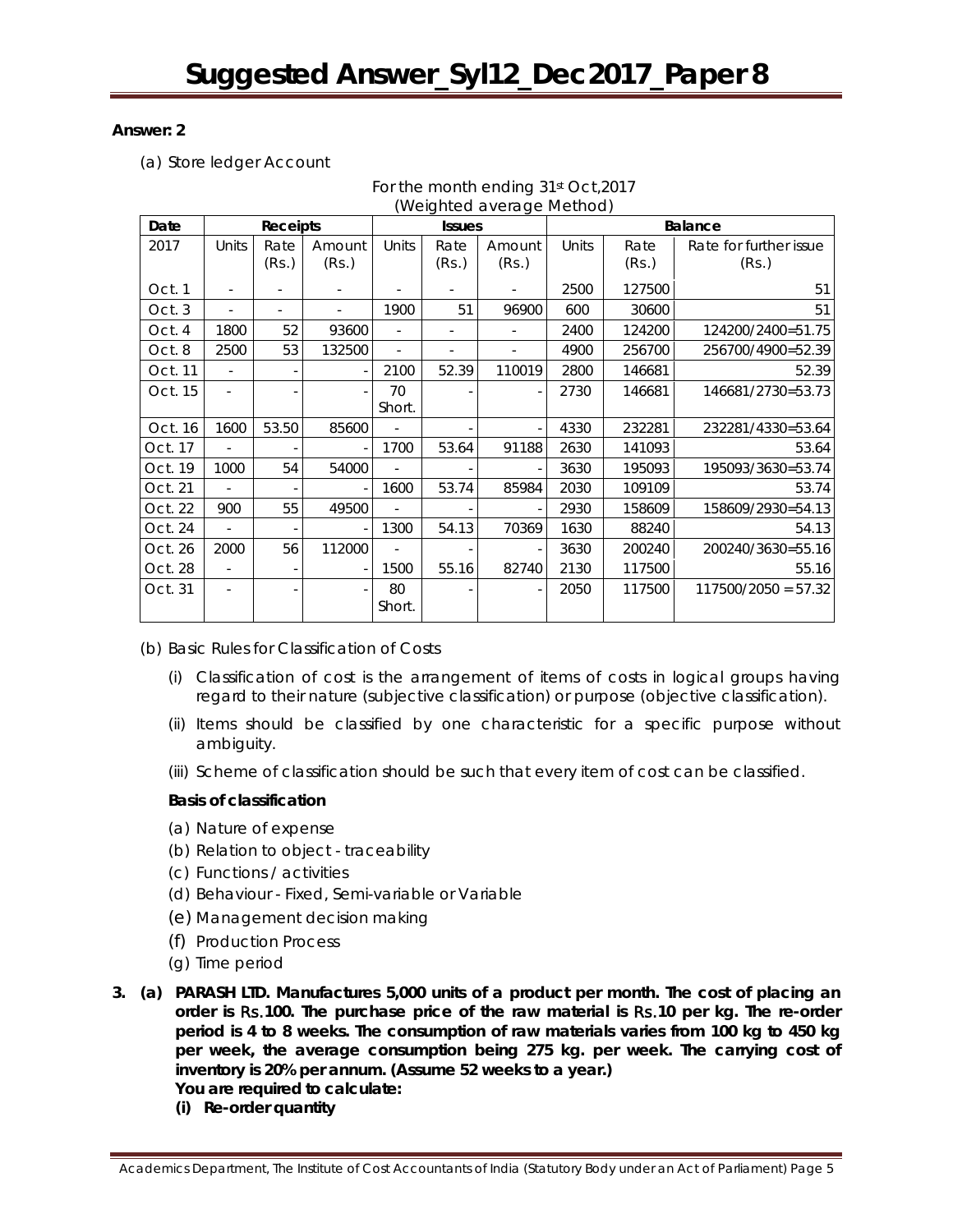**Answer: 2**

(a) Store ledger Account

For the month ending 31st Oct,2017
(Weighted average Method)

| Date | Receipts | | | Issues | | | Balance | | |
|---|---|---|---|---|---|---|---|---|---|
| 2017 | Units | Rate (Rs.) | Amount (Rs.) | Units | Rate (Rs.) | Amount (Rs.) | Units | Rate (Rs.) | Rate for further issue (Rs.) |
| Oct. 1 | - | - | - | - | - | - | 2500 | 127500 | 51 |
| Oct. 3 | - | - | - | 1900 | 51 | 96900 | 600 | 30600 | 51 |
| Oct. 4 | 1800 | 52 | 93600 | - | - | - | 2400 | 124200 | 124200/2400=51.75 |
| Oct. 8 | 2500 | 53 | 132500 | - | - | - | 4900 | 256700 | 256700/4900=52.39 |
| Oct. 11 | - | - | - | 2100 | 52.39 | 110019 | 2800 | 146681 | 52.39 |
| Oct. 15 | - | - | - | 70 Short. | - | - | 2730 | 146681 | 146681/2730=53.73 |
| Oct. 16 | 1600 | 53.50 | 85600 | - | - | - | 4330 | 232281 | 232281/4330=53.64 |
| Oct. 17 | - | - | - | 1700 | 53.64 | 91188 | 2630 | 141093 | 53.64 |
| Oct. 19 | 1000 | 54 | 54000 | - | - | - | 3630 | 195093 | 195093/3630=53.74 |
| Oct. 21 | - | - | - | 1600 | 53.74 | 85984 | 2030 | 109109 | 53.74 |
| Oct. 22 | 900 | 55 | 49500 | - | - | - | 2930 | 158609 | 158609/2930=54.13 |
| Oct. 24 | - | - | - | 1300 | 54.13 | 70369 | 1630 | 88240 | 54.13 |
| Oct. 26 | 2000 | 56 | 112000 | - | - | - | 3630 | 200240 | 200240/3630=55.16 |
| Oct. 28 | - | - | - | 1500 | 55.16 | 82740 | 2130 | 117500 | 55.16 |
| Oct. 31 | - | - | - | 80 Short. | - | - | 2050 | 117500 | 117500/2050 = 57.32 |

(b) Basic Rules for Classification of Costs

(i) Classification of cost is the arrangement of items of costs in logical groups having regard to their nature (subjective classification) or purpose (objective classification).

(ii) Items should be classified by one characteristic for a specific purpose without ambiguity.

(iii) Scheme of classification should be such that every item of cost can be classified.

**Basis of classification**

(a) Nature of expense
(b) Relation to object - traceability
(c) Functions / activities
(d) Behaviour - Fixed, Semi-variable or Variable
(e) Management decision making
(f) Production Process
(g) Time period

**3. (a) PARASH LTD. Manufactures 5,000 units of a product per month. The cost of placing an order is Rs.100. The purchase price of the raw material is Rs.10 per kg. The re-order period is 4 to 8 weeks. The consumption of raw materials varies from 100 kg to 450 kg per week, the average consumption being 275 kg. per week. The carrying cost of inventory is 20% per annum. (Assume 52 weeks to a year.)**
**You are required to calculate:**
**(i) Re-order quantity**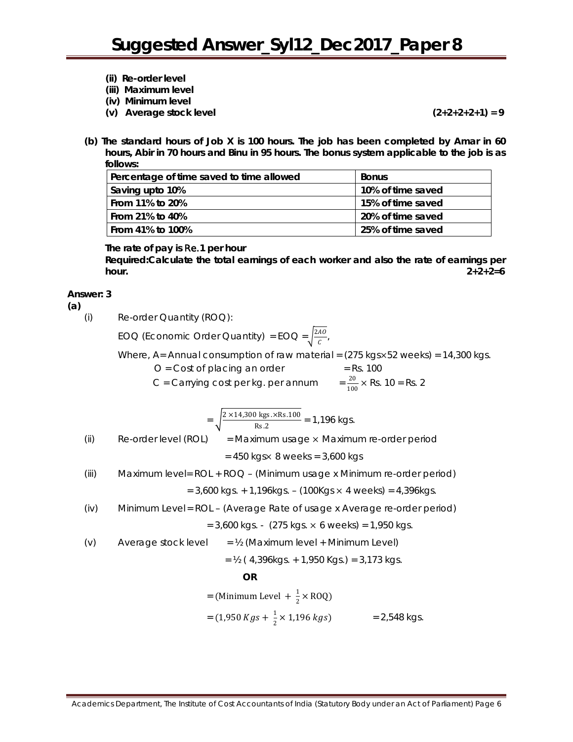**(ii) Re-order level**

**(iii) Maximum level**

**(iv) Minimum level**

**(v) Average stock level** **(2+2+2+2+1) = 9**

**(b) The standard hours of Job X is 100 hours. The job has been completed by Amar in 60 hours, Abir in 70 hours and Binu in 95 hours. The bonus system applicable to the job is as follows:**

| Percentage of time saved to time allowed | Bonus |
|---|---|
| Saving upto 10% | 10% of time saved |
| From 11% to 20% | 15% of time saved |
| From 21% to 40% | 20% of time saved |
| From 41% to 100% | 25% of time saved |

**The rate of pay is Re.1 per hour**

**Required:Calculate the total earnings of each worker and also the rate of earnings per hour.** **2+2+2=6**

**Answer: 3**

**(a)**

(i) Re-order Quantity (ROQ):

EOQ (Economic Order Quantity) = EOQ = $\sqrt{\frac{2AO}{C}}$,

Where, A= Annual consumption of raw material = (275 kgs×52 weeks) = 14,300 kgs.

O = Cost of placing an order = Rs. 100

C = Carrying cost per kg. per annum = $\frac{20}{100}$ × Rs. 10 = Rs. 2

$$= \sqrt{\frac{2 \times 14{,}300 \text{ kgs.} \times \text{Rs.}100}{\text{Rs.}2}} = 1{,}196 \text{ kgs.}$$

(ii) Re-order level (ROL) = Maximum usage × Maximum re-order period

= 450 kgs× 8 weeks = 3,600 kgs

(iii) Maximum level= ROL + ROQ – (Minimum usage x Minimum re-order period)

= 3,600 kgs. + 1,196kgs. – (100Kgs × 4 weeks) = 4,396kgs.

(iv) Minimum Level = ROL – (Average Rate of usage x Average re-order period)

= 3,600 kgs. - (275 kgs. × 6 weeks) = 1,950 kgs.

(v) Average stock level = ½ (Maximum level + Minimum Level)

= ½ ( 4,396kgs. + 1,950 Kgs.) = 3,173 kgs.

**OR**

= (Minimum Level + $\frac{1}{2}$ × ROQ)

= $(1{,}950\ Kgs + \frac{1}{2} \times 1{,}196\ kgs)$ = 2,548 kgs.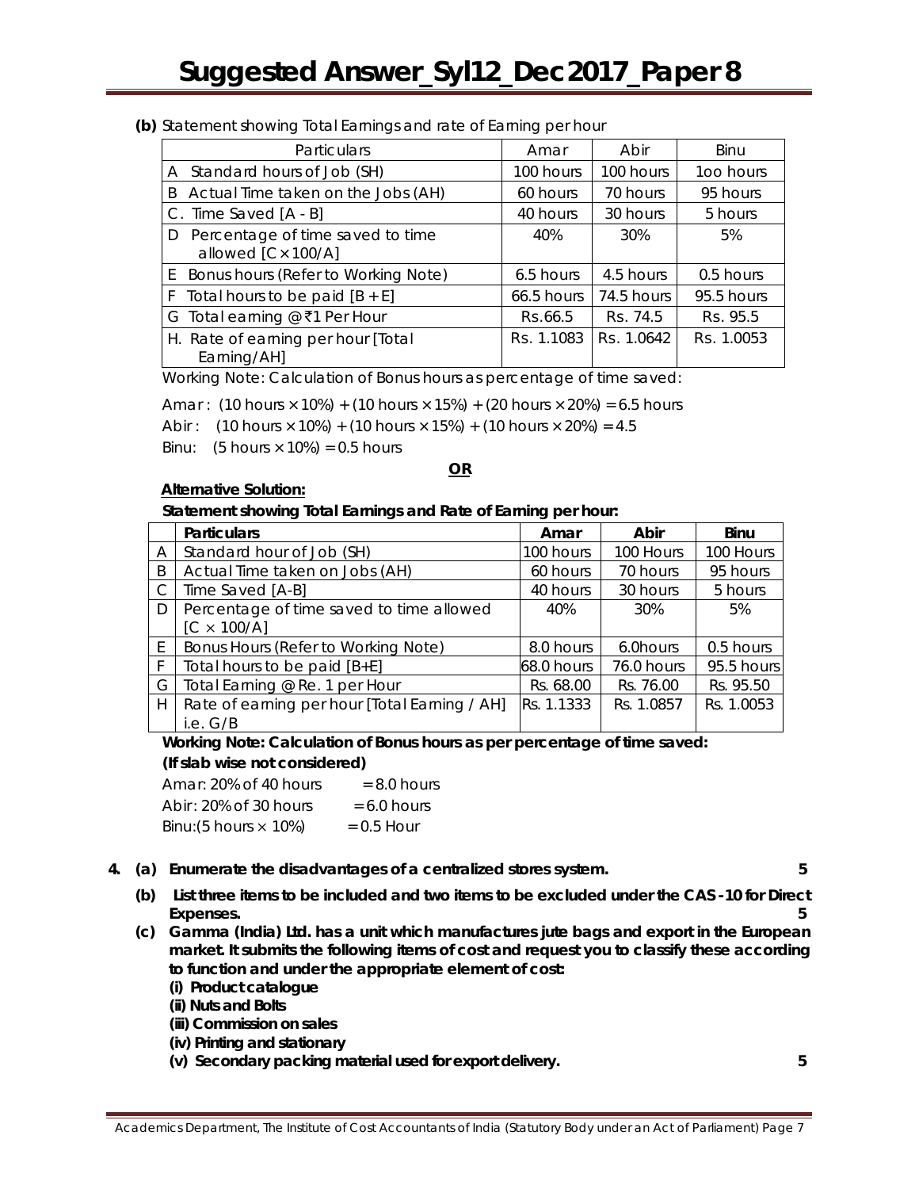**(b)** Statement showing Total Earnings and rate of Earning per hour

| Particulars | Amar | Abir | Binu |
|---|---|---|---|
| A Standard hours of Job (SH) | 100 hours | 100 hours | 1oo hours |
| B Actual Time taken on the Jobs (AH) | 60 hours | 70 hours | 95 hours |
| C. Time Saved [A - B] | 40 hours | 30 hours | 5 hours |
| D Percentage of time saved to time allowed [C × 100/A] | 40% | 30% | 5% |
| E Bonus hours (Refer to Working Note) | 6.5 hours | 4.5 hours | 0.5 hours |
| F Total hours to be paid [B + E] | 66.5 hours | 74.5 hours | 95.5 hours |
| G Total earning @ ₹1 Per Hour | Rs.66.5 | Rs. 74.5 | Rs. 95.5 |
| H. Rate of earning per hour [Total Earning/AH] | Rs. 1.1083 | Rs. 1.0642 | Rs. 1.0053 |

Working Note: Calculation of Bonus hours as percentage of time saved:

Amar : (10 hours × 10%) + (10 hours × 15%) + (20 hours × 20%) = 6.5 hours

Abir : (10 hours × 10%) + (10 hours × 15%) + (10 hours × 20%) = 4.5

Binu: (5 hours × 10%) = 0.5 hours

**OR**

**Alternative Solution:**

**Statement showing Total Earnings and Rate of Earning per hour:**

| | **Particulars** | **Amar** | **Abir** | **Binu** |
|---|---|---|---|---|
| A | Standard hour of Job (SH) | 100 hours | 100 Hours | 100 Hours |
| B | Actual Time taken on Jobs (AH) | 60 hours | 70 hours | 95 hours |
| C | Time Saved [A-B] | 40 hours | 30 hours | 5 hours |
| D | Percentage of time saved to time allowed [C × 100/A] | 40% | 30% | 5% |
| E | Bonus Hours (Refer to Working Note) | 8.0 hours | 6.0hours | 0.5 hours |
| F | Total hours to be paid [B+E] | 68.0 hours | 76.0 hours | 95.5 hours |
| G | Total Earning @ Re. 1 per Hour | Rs. 68.00 | Rs. 76.00 | Rs. 95.50 |
| H | Rate of earning per hour [Total Earning / AH] i.e. G/B | Rs. 1.1333 | Rs. 1.0857 | Rs. 1.0053 |

**Working Note: Calculation of Bonus hours as per percentage of time saved:**
**(If slab wise not considered)**

Amar: 20% of 40 hours = 8.0 hours

Abir: 20% of 30 hours = 6.0 hours

Binu:(5 hours × 10%) = 0.5 Hour

**4. (a) Enumerate the disadvantages of a centralized stores system. 5**

**(b) List three items to be included and two items to be excluded under the CAS -10 for Direct Expenses. 5**

**(c) Gamma (India) Ltd. has a unit which manufactures jute bags and export in the European market. It submits the following items of cost and request you to classify these according to function and under the appropriate element of cost:**

**(i) Product catalogue**

**(ii) Nuts and Bolts**

**(iii) Commission on sales**

**(iv) Printing and stationary**

**(v) Secondary packing material used for export delivery. 5**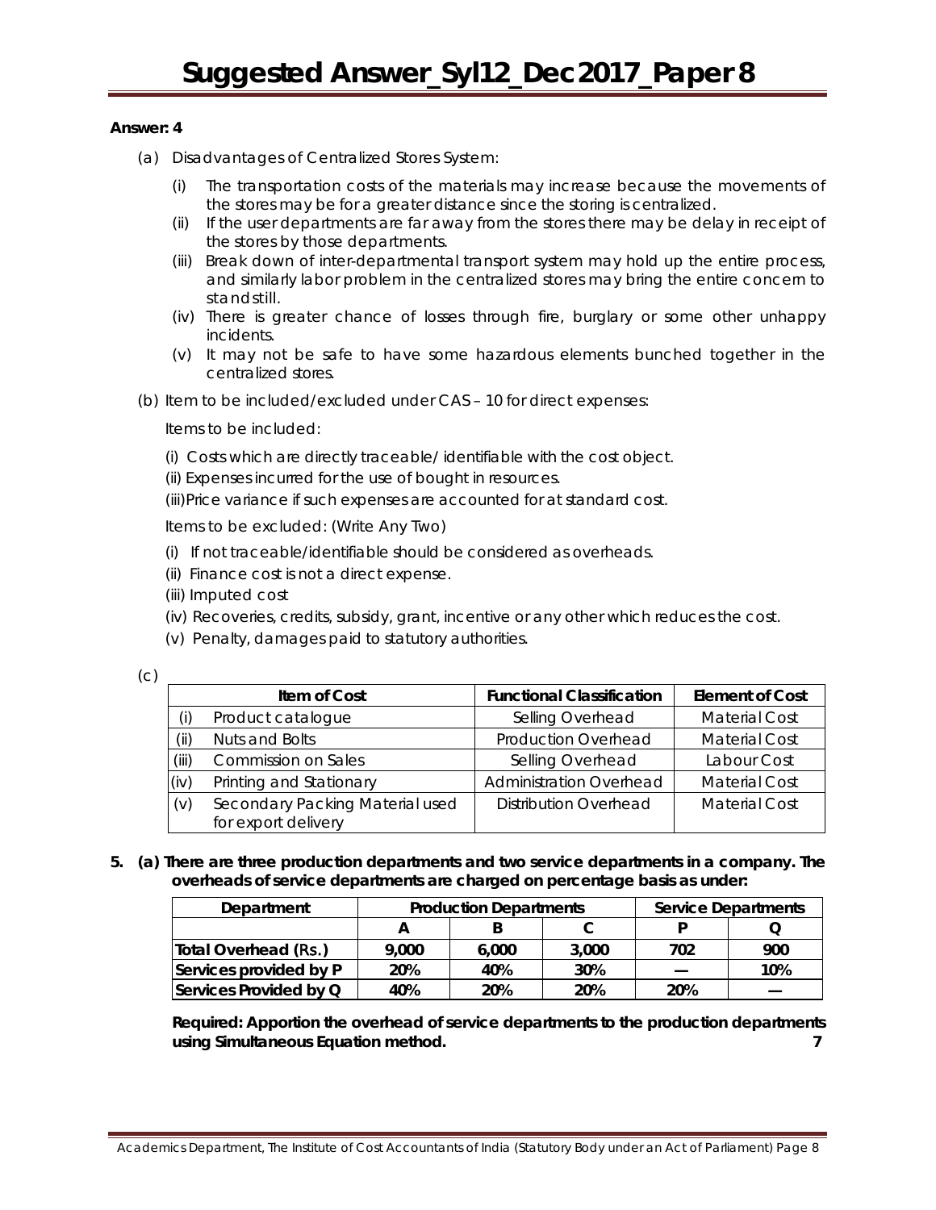**Answer: 4**

(a) Disadvantages of Centralized Stores System:

   (i) The transportation costs of the materials may increase because the movements of the stores may be for a greater distance since the storing is centralized.
   (ii) If the user departments are far away from the stores there may be delay in receipt of the stores by those departments.
   (iii) Break down of inter-departmental transport system may hold up the entire process, and similarly labor problem in the centralized stores may bring the entire concern to standstill.
   (iv) There is greater chance of losses through fire, burglary or some other unhappy incidents.
   (v) It may not be safe to have some hazardous elements bunched together in the centralized stores.

(b) Item to be included/excluded under CAS – 10 for direct expenses:

Items to be included:

(i) Costs which are directly traceable/ identifiable with the cost object.
(ii) Expenses incurred for the use of bought in resources.
(iii) Price variance if such expenses are accounted for at standard cost.

Items to be excluded: (Write Any Two)

(i) If not traceable/identifiable should be considered as overheads.
(ii) Finance cost is not a direct expense.
(iii) Imputed cost
(iv) Recoveries, credits, subsidy, grant, incentive or any other which reduces the cost.
(v) Penalty, damages paid to statutory authorities.

(c)

| | Item of Cost | Functional Classification | Element of Cost |
|---|---|---|---|
| (i) | Product catalogue | Selling Overhead | Material Cost |
| (ii) | Nuts and Bolts | Production Overhead | Material Cost |
| (iii) | Commission on Sales | Selling Overhead | Labour Cost |
| (iv) | Printing and Stationary | Administration Overhead | Material Cost |
| (v) | Secondary Packing Material used for export delivery | Distribution Overhead | Material Cost |

**5. (a) There are three production departments and two service departments in a company. The overheads of service departments are charged on percentage basis as under:**

| Department | Production Departments | | | Service Departments | |
|---|---|---|---|---|---|
| | A | B | C | P | Q |
| Total Overhead (Rs.) | 9,000 | 6,000 | 3,000 | 702 | 900 |
| Services provided by P | 20% | 40% | 30% | — | 10% |
| Services Provided by Q | 40% | 20% | 20% | 20% | — |

**Required: Apportion the overhead of service departments to the production departments using Simultaneous Equation method.** **7**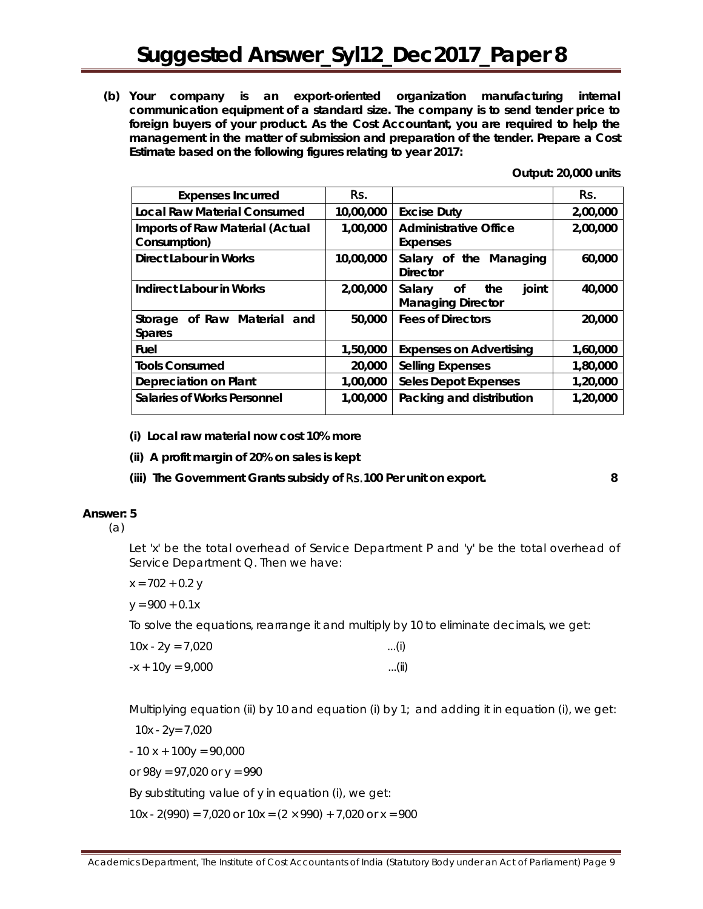**(b) Your company is an export-oriented organization manufacturing internal communication equipment of a standard size. The company is to send tender price to foreign buyers of your product. As the Cost Accountant, you are required to help the management in the matter of submission and preparation of the tender. Prepare a Cost Estimate based on the following figures relating to year 2017:**

**Output: 20,000 units**

| Expenses Incurred | Rs. | | Rs. |
|---|---|---|---|
| Local Raw Material Consumed | 10,00,000 | Excise Duty | 2,00,000 |
| Imports of Raw Material (Actual Consumption) | 1,00,000 | Administrative Office Expenses | 2,00,000 |
| Direct Labour in Works | 10,00,000 | Salary of the Managing Director | 60,000 |
| Indirect Labour in Works | 2,00,000 | Salary of the joint Managing Director | 40,000 |
| Storage of Raw Material and Spares | 50,000 | Fees of Directors | 20,000 |
| Fuel | 1,50,000 | Expenses on Advertising | 1,60,000 |
| Tools Consumed | 20,000 | Selling Expenses | 1,80,000 |
| Depreciation on Plant | 1,00,000 | Seles Depot Expenses | 1,20,000 |
| Salaries of Works Personnel | 1,00,000 | Packing and distribution | 1,20,000 |

**(i) Local raw material now cost 10% more**

**(ii) A profit margin of 20% on sales is kept**

**(iii) The Government Grants subsidy of Rs.100 Per unit on export.** **8**

**Answer: 5**

(a)

Let 'x' be the total overhead of Service Department P and 'y' be the total overhead of Service Department Q. Then we have:

$x = 702 + 0.2\ y$

$y = 900 + 0.1x$

To solve the equations, rearrange it and multiply by 10 to eliminate decimals, we get:

$10x - 2y = 7{,}020$ ...(i)

$-x + 10y = 9{,}000$ ...(ii)

Multiplying equation (ii) by 10 and equation (i) by 1; and adding it in equation (i), we get:

$10x - 2y= 7{,}020$

$- 10\ x + 100y = 90{,}000$

or $98y = 97{,}020$ or $y = 990$

By substituting value of y in equation (i), we get:

$10x - 2(990) = 7{,}020$ or $10x = (2 \times 990) + 7{,}020$ or $x = 900$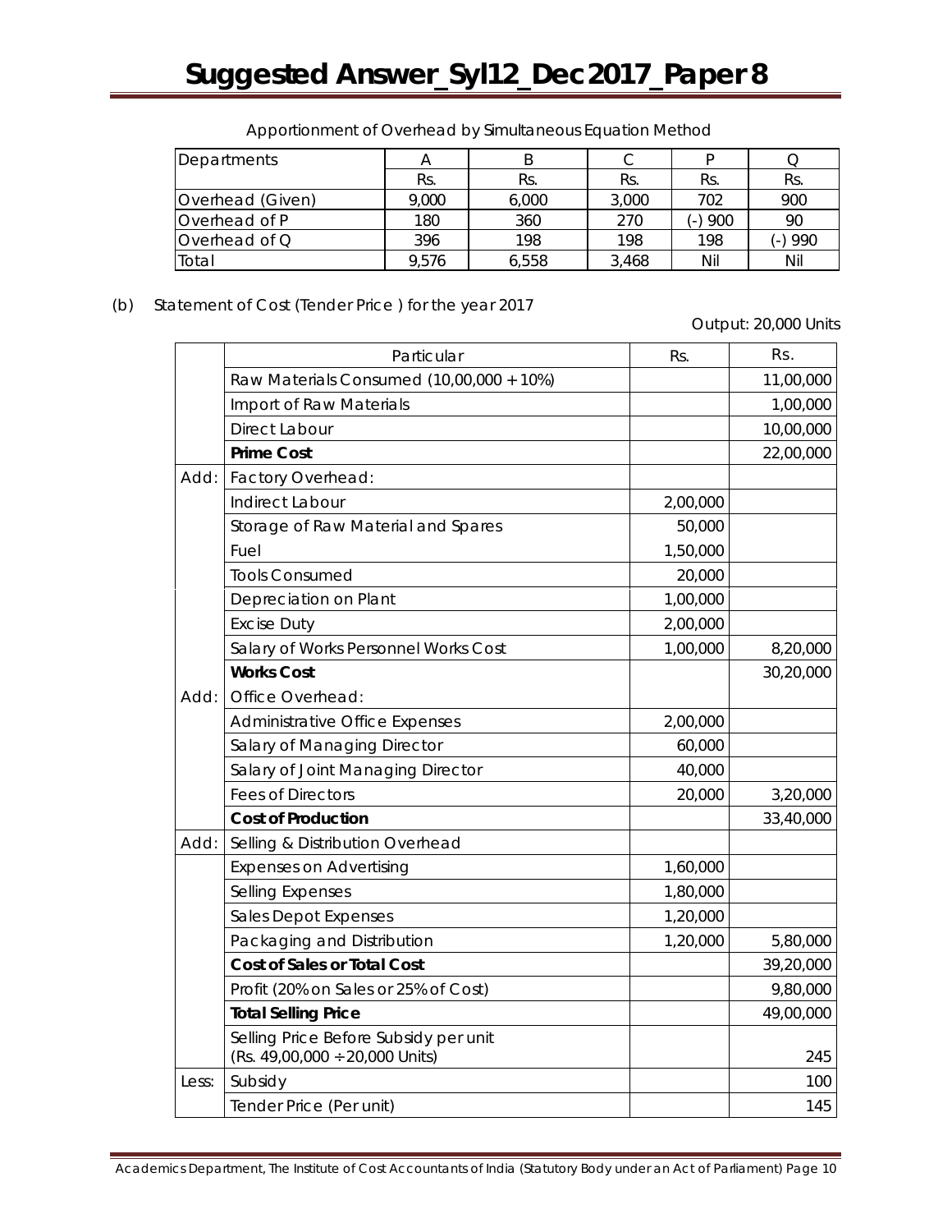Apportionment of Overhead by Simultaneous Equation Method

| Departments | A | B | C | P | Q |
|---|---|---|---|---|---|
| | Rs. | Rs. | Rs. | Rs. | Rs. |
| Overhead (Given) | 9,000 | 6,000 | 3,000 | 702 | 900 |
| Overhead of P | 180 | 360 | 270 | (-) 900 | 90 |
| Overhead of Q | 396 | 198 | 198 | 198 | (-) 990 |
| Total | 9,576 | 6,558 | 3,468 | Nil | Nil |

(b) Statement of Cost (Tender Price ) for the year 2017

Output: 20,000 Units

| | Particular | Rs. | Rs. |
|---|---|---|---|
| | Raw Materials Consumed (10,00,000 + 10%) | | 11,00,000 |
| | Import of Raw Materials | | 1,00,000 |
| | Direct Labour | | 10,00,000 |
| | **Prime Cost** | | 22,00,000 |
| Add: | Factory Overhead: | | |
| | Indirect Labour | 2,00,000 | |
| | Storage of Raw Material and Spares | 50,000 | |
| | Fuel | 1,50,000 | |
| | Tools Consumed | 20,000 | |
| | Depreciation on Plant | 1,00,000 | |
| | Excise Duty | 2,00,000 | |
| | Salary of Works Personnel Works Cost | 1,00,000 | 8,20,000 |
| | **Works Cost** | | 30,20,000 |
| Add: | Office Overhead: | | |
| | Administrative Office Expenses | 2,00,000 | |
| | Salary of Managing Director | 60,000 | |
| | Salary of Joint Managing Director | 40,000 | |
| | Fees of Directors | 20,000 | 3,20,000 |
| | **Cost of Production** | | 33,40,000 |
| Add: | Selling & Distribution Overhead | | |
| | Expenses on Advertising | 1,60,000 | |
| | Selling Expenses | 1,80,000 | |
| | Sales Depot Expenses | 1,20,000 | |
| | Packaging and Distribution | 1,20,000 | 5,80,000 |
| | **Cost of Sales or Total Cost** | | 39,20,000 |
| | Profit (20% on Sales or 25% of Cost) | | 9,80,000 |
| | **Total Selling Price** | | 49,00,000 |
| | Selling Price Before Subsidy per unit (Rs. 49,00,000 ÷ 20,000 Units) | | 245 |
| Less: | Subsidy | | 100 |
| | Tender Price (Per unit) | | 145 |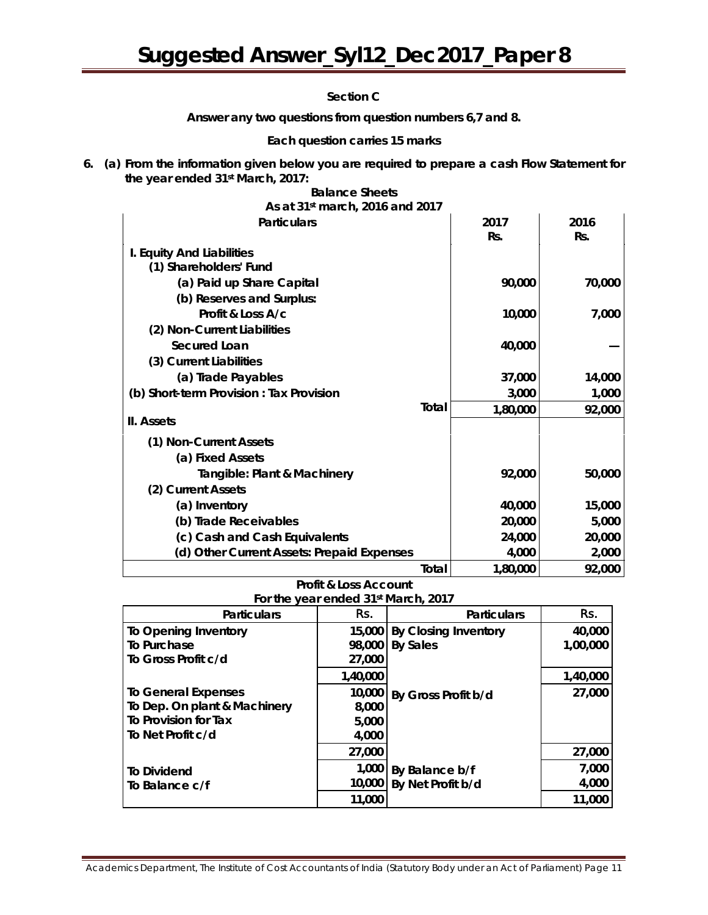**Section C**

**Answer any two questions from question numbers 6,7 and 8.**

**Each question carries 15 marks**

**6. (a) From the information given below you are required to prepare a cash Flow Statement for the year ended 31st March, 2017:**

**Balance Sheets**
**As at 31st march, 2016 and 2017**

| Particulars | 2017 Rs. | 2016 Rs. |
|---|---|---|
| **I. Equity And Liabilities** | | |
| **(1) Shareholders' Fund** | | |
| **(a) Paid up Share Capital** | **90,000** | **70,000** |
| **(b) Reserves and Surplus:** | | |
| **Profit & Loss A/c** | **10,000** | **7,000** |
| **(2) Non-Current Liabilities** | | |
| **Secured Loan** | **40,000** | **—** |
| **(3) Current Liabilities** | | |
| **(a) Trade Payables** | **37,000** | **14,000** |
| **(b) Short-term Provision : Tax Provision** | **3,000** | **1,000** |
| **Total** | **1,80,000** | **92,000** |
| **II. Assets** | | |
| **(1) Non-Current Assets** | | |
| **(a) Fixed Assets** | | |
| **Tangible: Plant & Machinery** | **92,000** | **50,000** |
| **(2) Current Assets** | | |
| **(a) Inventory** | **40,000** | **15,000** |
| **(b) Trade Receivables** | **20,000** | **5,000** |
| **(c) Cash and Cash Equivalents** | **24,000** | **20,000** |
| **(d) Other Current Assets: Prepaid Expenses** | **4,000** | **2,000** |
| **Total** | **1,80,000** | **92,000** |

**Profit & Loss Account**
**For the year ended 31st March, 2017**

| Particulars | Rs. | Particulars | Rs. |
|---|---|---|---|
| **To Opening Inventory** | **15,000** | **By Closing Inventory** | **40,000** |
| **To Purchase** | **98,000** | **By Sales** | **1,00,000** |
| **To Gross Profit c/d** | **27,000** | | |
| | **1,40,000** | | **1,40,000** |
| **To General Expenses** | **10,000** | **By Gross Profit b/d** | **27,000** |
| **To Dep. On plant & Machinery** | **8,000** | | |
| **To Provision for Tax** | **5,000** | | |
| **To Net Profit c/d** | **4,000** | | |
| | **27,000** | | **27,000** |
| **To Dividend** | **1,000** | **By Balance b/f** | **7,000** |
| **To Balance c/f** | **10,000** | **By Net Profit b/d** | **4,000** |
| | **11,000** | | **11,000** |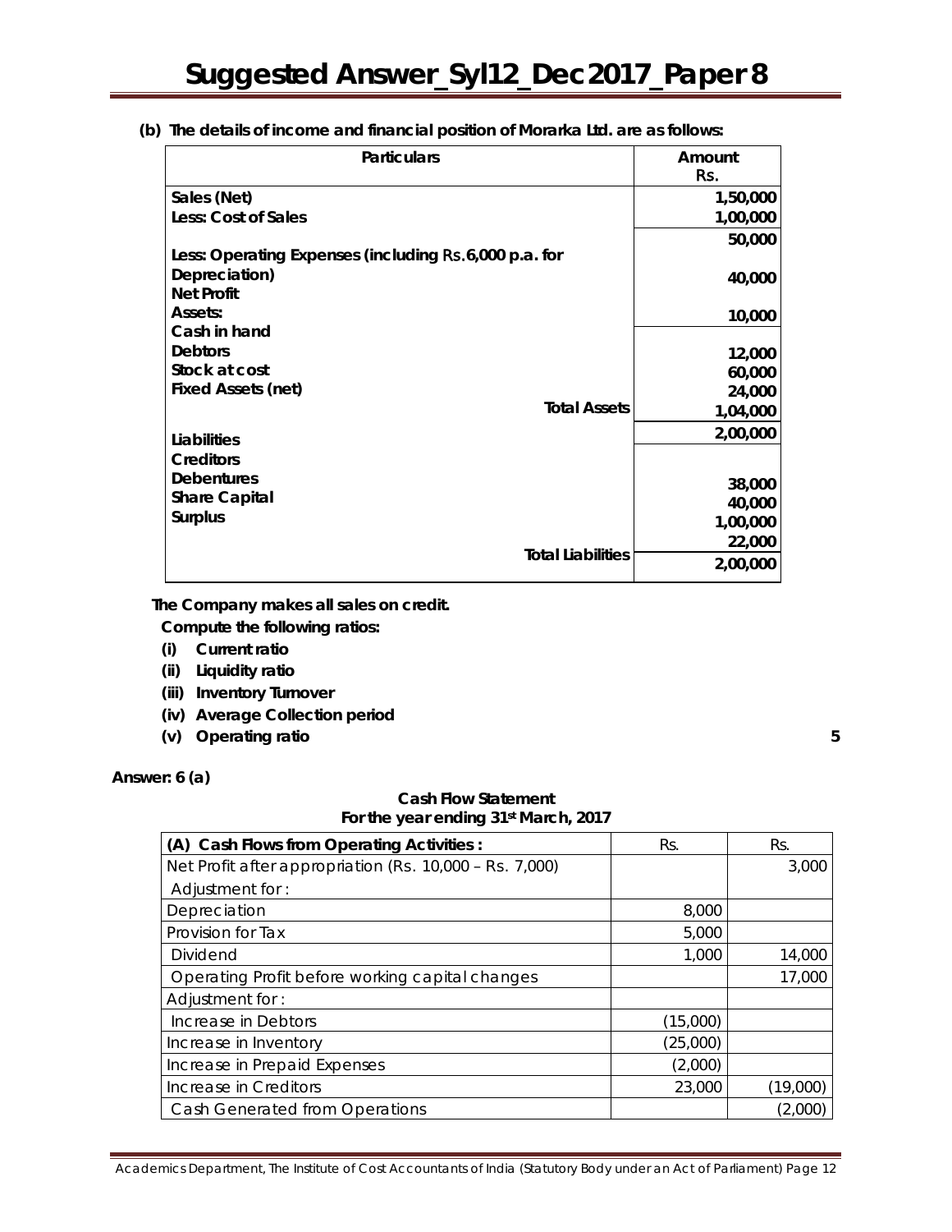**(b) The details of income and financial position of Morarka Ltd. are as follows:**

| Particulars | Amount Rs. |
|---|---|
| Sales (Net) | 1,50,000 |
| Less: Cost of Sales | 1,00,000 |
| | 50,000 |
| Less: Operating Expenses (including Rs.6,000 p.a. for Depreciation) | 40,000 |
| Net Profit | 10,000 |
| Assets: | |
| Cash in hand | 12,000 |
| Debtors | 60,000 |
| Stock at cost | 24,000 |
| Fixed Assets (net) | 1,04,000 |
| Total Assets | 2,00,000 |
| Liabilities | |
| Creditors | 38,000 |
| Debentures | 40,000 |
| Share Capital | 1,00,000 |
| Surplus | 22,000 |
| Total Liabilities | 2,00,000 |

The Company makes all sales on credit.

Compute the following ratios:

(i) Current ratio

(ii) Liquidity ratio

(iii) Inventory Turnover

(iv) Average Collection period

(v) Operating ratio **5**

**Answer: 6 (a)**

**Cash Flow Statement**
**For the year ending 31st March, 2017**

| (A) Cash Flows from Operating Activities : | Rs. | Rs. |
|---|---|---|
| Net Profit after appropriation (Rs. 10,000 – Rs. 7,000) | | 3,000 |
| Adjustment for : | | |
| Depreciation | 8,000 | |
| Provision for Tax | 5,000 | |
| Dividend | 1,000 | 14,000 |
| Operating Profit before working capital changes | | 17,000 |
| Adjustment for : | | |
| Increase in Debtors | (15,000) | |
| Increase in Inventory | (25,000) | |
| Increase in Prepaid Expenses | (2,000) | |
| Increase in Creditors | 23,000 | (19,000) |
| Cash Generated from Operations | | (2,000) |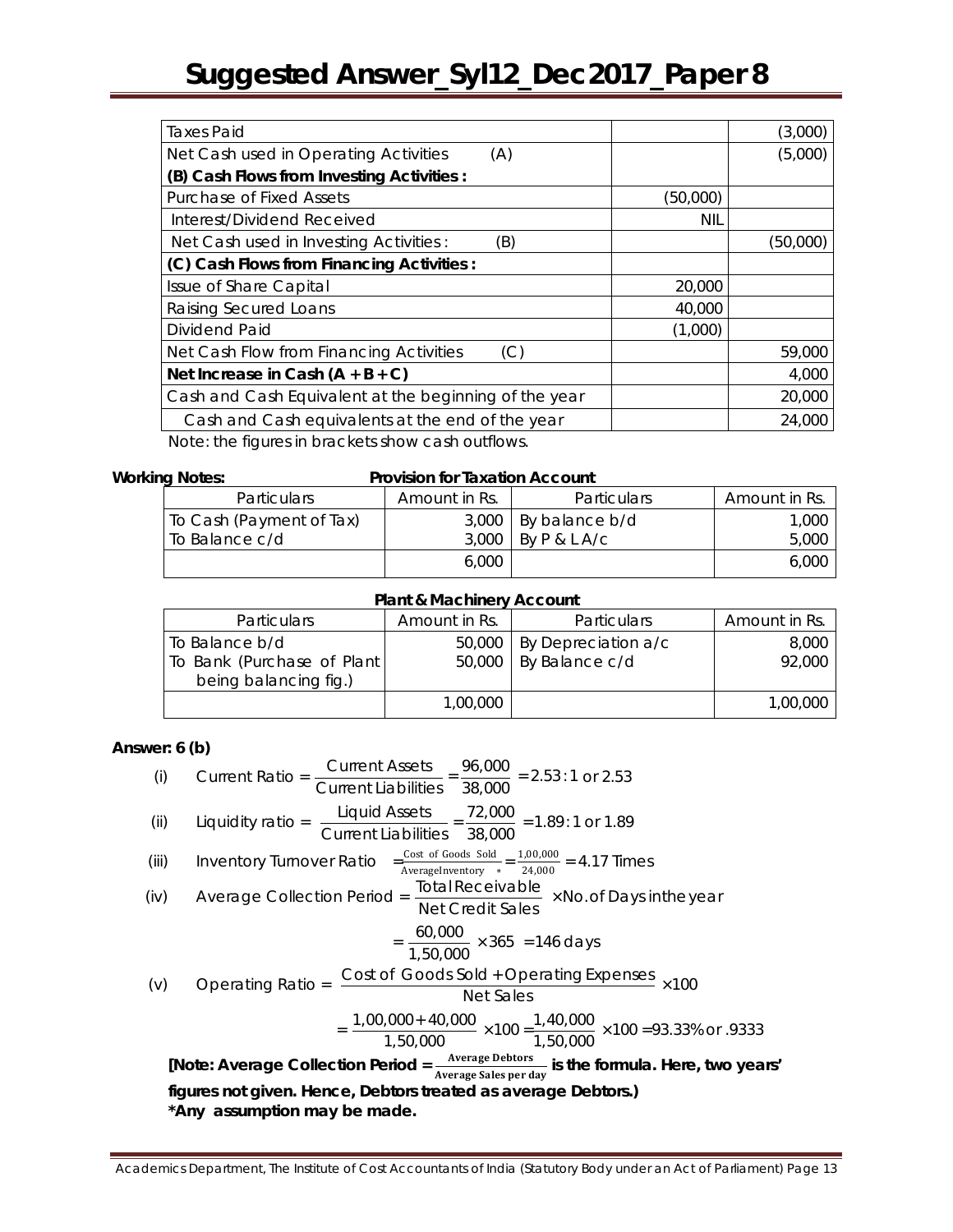| | | |
|---|---|---|
| Taxes Paid | | (3,000) |
| Net Cash used in Operating Activities (A) | | (5,000) |
| **(B) Cash Flows from Investing Activities :** | | |
| Purchase of Fixed Assets | (50,000) | |
| Interest/Dividend Received | NIL | |
| Net Cash used in Investing Activities : (B) | | (50,000) |
| **(C) Cash Flows from Financing Activities :** | | |
| Issue of Share Capital | 20,000 | |
| Raising Secured Loans | 40,000 | |
| Dividend Paid | (1,000) | |
| Net Cash Flow from Financing Activities (C) | | 59,000 |
| **Net Increase in Cash (A + B + C)** | | 4,000 |
| Cash and Cash Equivalent at the beginning of the year | | 20,000 |
| Cash and Cash equivalents at the end of the year | | 24,000 |

Note: the figures in brackets show cash outflows.

**Working Notes:**

**Provision for Taxation Account**

| Particulars | Amount in Rs. | Particulars | Amount in Rs. |
|---|---|---|---|
| To Cash (Payment of Tax) | 3,000 | By balance b/d | 1,000 |
| To Balance c/d | 3,000 | By P & L A/c | 5,000 |
| | 6,000 | | 6,000 |

**Plant & Machinery Account**

| Particulars | Amount in Rs. | Particulars | Amount in Rs. |
|---|---|---|---|
| To Balance b/d | 50,000 | By Depreciation a/c | 8,000 |
| To Bank (Purchase of Plant being balancing fig.) | 50,000 | By Balance c/d | 92,000 |
| | 1,00,000 | | 1,00,000 |

**Answer: 6 (b)**

(i) Current Ratio $= \dfrac{\text{Current Assets}}{\text{Current Liabilities}} = \dfrac{96{,}000}{38{,}000} = 2.53:1$ or $2.53$

(ii) Liquidity ratio $= \dfrac{\text{Liquid Assets}}{\text{Current Liabilities}} = \dfrac{72{,}000}{38{,}000} = 1.89:1$ or $1.89$

(iii) Inventory Turnover Ratio $= \dfrac{\text{Cost of Goods Sold}}{\text{Average Inventory}^{*}} = \dfrac{1{,}00{,}000}{24{,}000} = 4.17$ Times

(iv) Average Collection Period $= \dfrac{\text{Total Receivable}}{\text{Net Credit Sales}} \times \text{No. of Days in the year}$

$$= \frac{60{,}000}{1{,}50{,}000} \times 365 = 146 \text{ days}$$

(v) Operating Ratio $= \dfrac{\text{Cost of Goods Sold + Operating Expenses}}{\text{Net Sales}} \times 100$

$$= \frac{1{,}00{,}000 + 40{,}000}{1{,}50{,}000} \times 100 = \frac{1{,}40{,}000}{1{,}50{,}000} \times 100 = 93.33\% \text{ or } .9333$$

**[Note: Average Collection Period = $\dfrac{\text{Average Debtors}}{\text{Average Sales per day}}$ is the formula. Here, two years' figures not given. Hence, Debtors treated as average Debtors.)**
**\*Any assumption may be made.**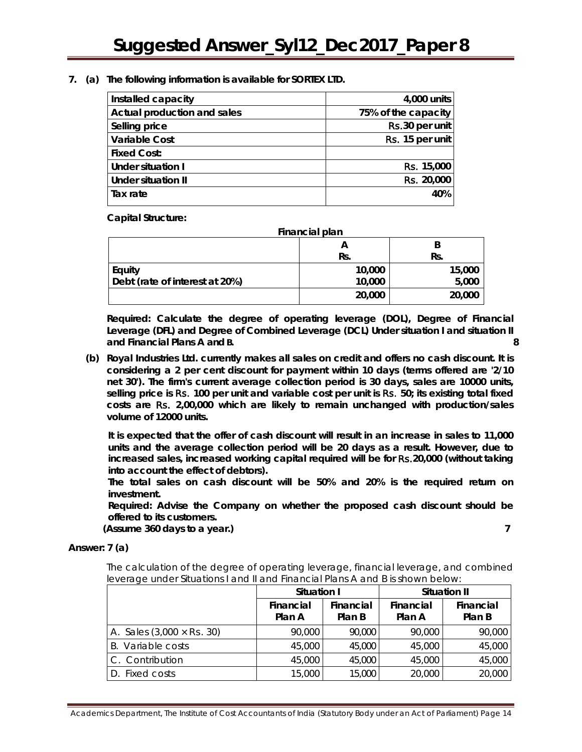**7. (a) The following information is available for SORTEX LTD.**

| Installed capacity | 4,000 units |
|---|---|
| Actual production and sales | 75% of the capacity |
| Selling price | Rs.30 per unit |
| Variable Cost | Rs. 15 per unit |
| Fixed Cost: | |
| Under situation I | Rs. 15,000 |
| Under situation II | Rs. 20,000 |
| Tax rate | 40% |

**Capital Structure:**

**Financial plan**

| | A<br>Rs. | B<br>Rs. |
|---|---|---|
| Equity | 10,000 | 15,000 |
| Debt (rate of interest at 20%) | 10,000 | 5,000 |
| | 20,000 | 20,000 |

**Required: Calculate the degree of operating leverage (DOL), Degree of Financial Leverage (DFL) and Degree of Combined Leverage (DCL) Under situation I and situation II and Financial Plans A and B.** **8**

**(b) Royal Industries Ltd. currently makes all sales on credit and offers no cash discount. It is considering a 2 per cent discount for payment within 10 days (terms offered are '2/10 net 30'). The firm's current average collection period is 30 days, sales are 10000 units, selling price is Rs. 100 per unit and variable cost per unit is Rs. 50; its existing total fixed costs are Rs. 2,00,000 which are likely to remain unchanged with production/sales volume of 12000 units.**

**It is expected that the offer of cash discount will result in an increase in sales to 11,000 units and the average collection period will be 20 days as a result. However, due to increased sales, increased working capital required will be for Rs.20,000 (without taking into account the effect of debtors).**

**The total sales on cash discount will be 50% and 20% is the required return on investment.**

**Required: Advise the Company on whether the proposed cash discount should be offered to its customers.**

**(Assume 360 days to a year.)** **7**

**Answer: 7 (a)**

The calculation of the degree of operating leverage, financial leverage, and combined leverage under Situations I and II and Financial Plans A and B is shown below:

| | Situation I | | Situation II | |
|---|---|---|---|---|
| | Financial Plan A | Financial Plan B | Financial Plan A | Financial Plan B |
| A. Sales (3,000 × Rs. 30) | 90,000 | 90,000 | 90,000 | 90,000 |
| B. Variable costs | 45,000 | 45,000 | 45,000 | 45,000 |
| C. Contribution | 45,000 | 45,000 | 45,000 | 45,000 |
| D. Fixed costs | 15,000 | 15,000 | 20,000 | 20,000 |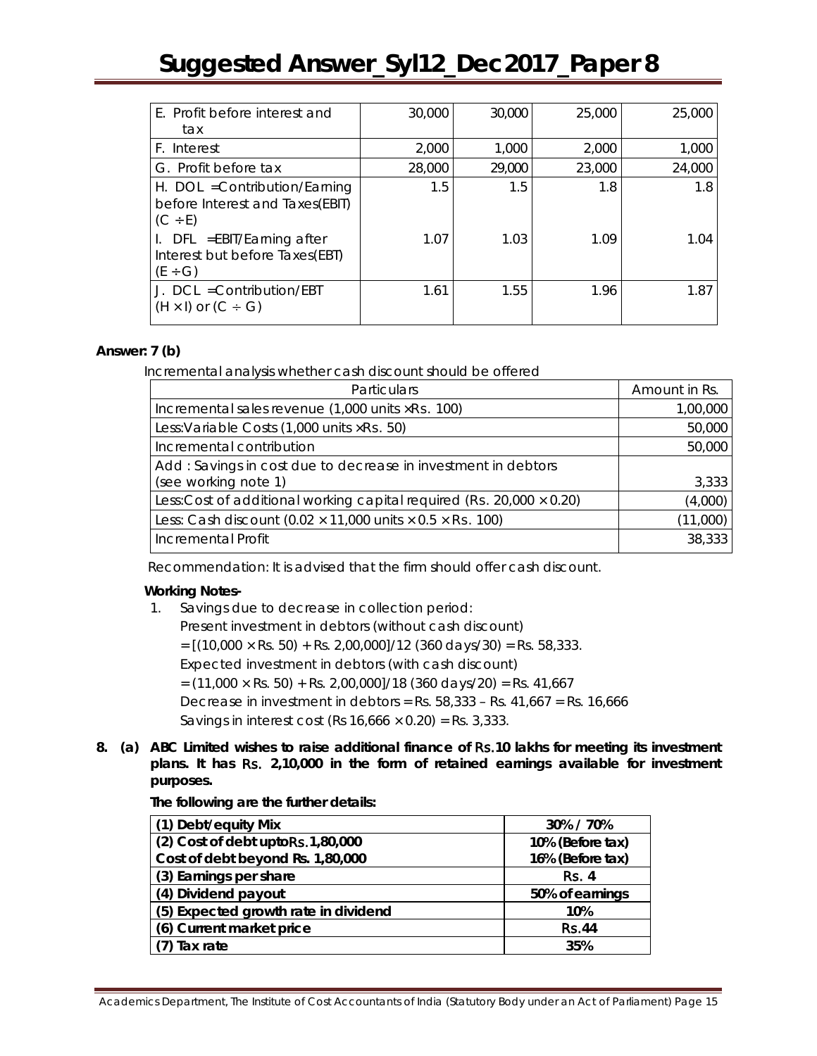| E. Profit before interest and tax | 30,000 | 30,000 | 25,000 | 25,000 |
|---|---|---|---|---|
| F. Interest | 2,000 | 1,000 | 2,000 | 1,000 |
| G. Profit before tax | 28,000 | 29,000 | 23,000 | 24,000 |
| H. DOL =Contribution/Earning before Interest and Taxes(EBIT) $(C \div E)$ | 1.5 | 1.5 | 1.8 | 1.8 |
| I. DFL =EBIT/Earning after Interest but before Taxes(EBT) $(E \div G)$ | 1.07 | 1.03 | 1.09 | 1.04 |
| J. DCL =Contribution/EBT $(H \times I)$ or $(C \div G)$ | 1.61 | 1.55 | 1.96 | 1.87 |

**Answer: 7 (b)**

Incremental analysis whether cash discount should be offered

| Particulars | Amount in Rs. |
|---|---|
| Incremental sales revenue (1,000 units ×Rs. 100) | 1,00,000 |
| Less:Variable Costs (1,000 units ×Rs. 50) | 50,000 |
| Incremental contribution | 50,000 |
| Add : Savings in cost due to decrease in investment in debtors (see working note 1) | 3,333 |
| Less:Cost of additional working capital required (Rs. 20,000 × 0.20) | (4,000) |
| Less: Cash discount (0.02 × 11,000 units × 0.5 × Rs. 100) | (11,000) |
| Incremental Profit | 38,333 |

Recommendation: It is advised that the firm should offer cash discount.

**Working Notes-**

1. Savings due to decrease in collection period:

   Present investment in debtors (without cash discount)

   = [(10,000 × Rs. 50) + Rs. 2,00,000]/12 (360 days/30) = Rs. 58,333.

   Expected investment in debtors (with cash discount)

   = (11,000 × Rs. 50) + Rs. 2,00,000]/18 (360 days/20) = Rs. 41,667

   Decrease in investment in debtors = Rs. 58,333 – Rs. 41,667 = Rs. 16,666

   Savings in interest cost (Rs 16,666 × 0.20) = Rs. 3,333.

**8. (a) ABC Limited wishes to raise additional finance of Rs.10 lakhs for meeting its investment plans. It has Rs. 2,10,000 in the form of retained earnings available for investment purposes.**

**The following are the further details:**

| (1) Debt/equity Mix | 30% / 70% |
|---|---|
| (2) Cost of debt upto Rs. 1,80,000<br>Cost of debt beyond Rs. 1,80,000 | 10% (Before tax)<br>16% (Before tax) |
| (3) Earnings per share | Rs. 4 |
| (4) Dividend payout | 50% of earnings |
| (5) Expected growth rate in dividend | 10% |
| (6) Current market price | Rs.44 |
| (7) Tax rate | 35% |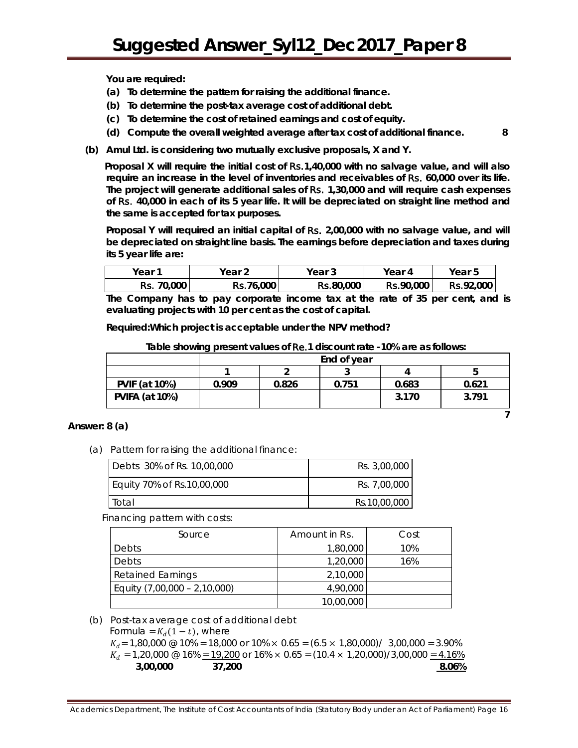**You are required:**

**(a) To determine the pattern for raising the additional finance.**

**(b) To determine the post-tax average cost of additional debt.**

**(c) To determine the cost of retained earnings and cost of equity.**

**(d) Compute the overall weighted average after tax cost of additional finance.** **8**

**(b) Amul Ltd. is considering two mutually exclusive proposals, X and Y.**

**Proposal X will require the initial cost of Rs.1,40,000 with no salvage value, and will also require an increase in the level of inventories and receivables of Rs. 60,000 over its life. The project will generate additional sales of Rs. 1,30,000 and will require cash expenses of Rs. 40,000 in each of its 5 year life. It will be depreciated on straight line method and the same is accepted for tax purposes.**

**Proposal Y will required an initial capital of Rs. 2,00,000 with no salvage value, and will be depreciated on straight line basis. The earnings before depreciation and taxes during its 5 year life are:**

| Year 1 | Year 2 | Year 3 | Year 4 | Year 5 |
|---|---|---|---|---|
| Rs. 70,000 | Rs.76,000 | Rs.80,000 | Rs.90,000 | Rs.92,000 |

**The Company has to pay corporate income tax at the rate of 35 per cent, and is evaluating projects with 10 per cent as the cost of capital.**

**Required:Which project is acceptable under the NPV method?**

**Table showing present values of Re.1 discount rate -10% are as follows:**

| | End of year | | | | |
|---|---|---|---|---|---|
| | **1** | **2** | **3** | **4** | **5** |
| **PVIF (at 10%)** | **0.909** | **0.826** | **0.751** | **0.683** | **0.621** |
| **PVIFA (at 10%)** | | | | **3.170** | **3.791** |

**7**

**Answer: 8 (a)**

(a) Pattern for raising the additional finance:

| | |
|---|---|
| Debts 30% of Rs. 10,00,000 | Rs. 3,00,000 |
| Equity 70% of Rs.10,00,000 | Rs. 7,00,000 |
| Total | Rs.10,00,000 |

Financing pattern with costs:

| Source | Amount in Rs. | Cost |
|---|---|---|
| Debts | 1,80,000 | 10% |
| Debts | 1,20,000 | 16% |
| Retained Earnings | 2,10,000 | |
| Equity (7,00,000 – 2,10,000) | 4,90,000 | |
| | 10,00,000 | |

(b) Post-tax average cost of additional debt

Formula = $K_d(1-t)$, where

$K_d$ = 1,80,000 @ 10% = 18,000 or 10% × 0.65 = (6.5 × 1,80,000)/ 3,00,000 = 3.90%

$K_d$ = 1,20,000 @ 16% = 19,200 or 16% × 0.65 = (10.4 × 1,20,000)/3,00,000 = 4.16%

**3,00,000 37,200 8.06%**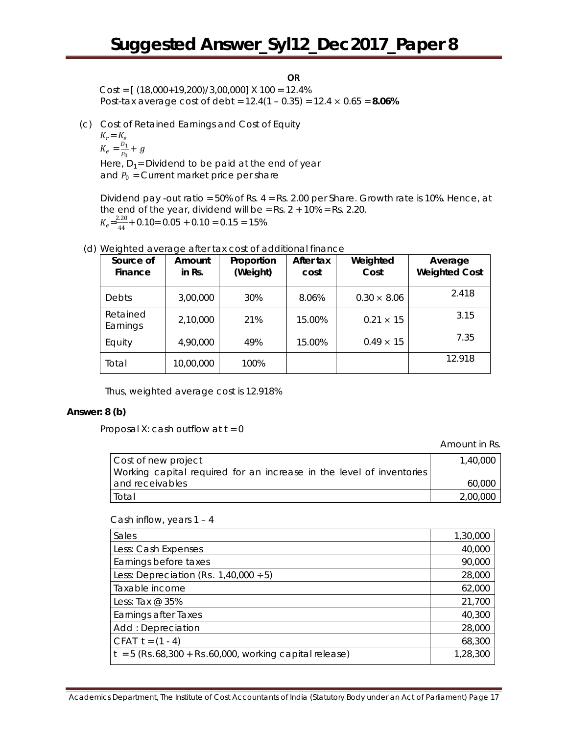**OR**

Cost = [ (18,000+19,200)/3,00,000] X 100 = 12.4%

Post-tax average cost of debt = 12.4(1 – 0.35) = 12.4 × 0.65 = **8.06%**

(c) Cost of Retained Earnings and Cost of Equity

$K_r = K_e$

$K_e = \frac{D_1}{P_0} + g$

Here, $D_1$= Dividend to be paid at the end of year

and $P_0$ = Current market price per share

Dividend pay -out ratio = 50% of Rs. 4 = Rs. 2.00 per Share. Growth rate is 10%. Hence, at the end of the year, dividend will be = Rs. 2 + 10% = Rs. 2.20.

$K_e = \frac{2.20}{44} + 0.10 = 0.05 + 0.10 = 0.15 = 15\%$

(d) Weighted average after tax cost of additional finance

| Source of Finance | Amount in Rs. | Proportion (Weight) | After tax cost | Weighted Cost | Average Weighted Cost |
|---|---|---|---|---|---|
| Debts | 3,00,000 | 30% | 8.06% | 0.30 × 8.06 | 2.418 |
| Retained Earnings | 2,10,000 | 21% | 15.00% | 0.21 × 15 | 3.15 |
| Equity | 4,90,000 | 49% | 15.00% | 0.49 × 15 | 7.35 |
| Total | 10,00,000 | 100% | | | 12.918 |

Thus, weighted average cost is 12.918%

**Answer: 8 (b)**

Proposal X: cash outflow at t = 0

Amount in Rs.

| | |
|---|---|
| Cost of new project | 1,40,000 |
| Working capital required for an increase in the level of inventories and receivables | 60,000 |
| Total | 2,00,000 |

Cash inflow, years 1 – 4

| | |
|---|---|
| Sales | 1,30,000 |
| Less: Cash Expenses | 40,000 |
| Earnings before taxes | 90,000 |
| Less: Depreciation (Rs. 1,40,000 ÷ 5) | 28,000 |
| Taxable income | 62,000 |
| Less: Tax @ 35% | 21,700 |
| Earnings after Taxes | 40,300 |
| Add : Depreciation | 28,000 |
| CFAT t = (1 - 4) | 68,300 |
| t = 5 (Rs.68,300 + Rs.60,000, working capital release) | 1,28,300 |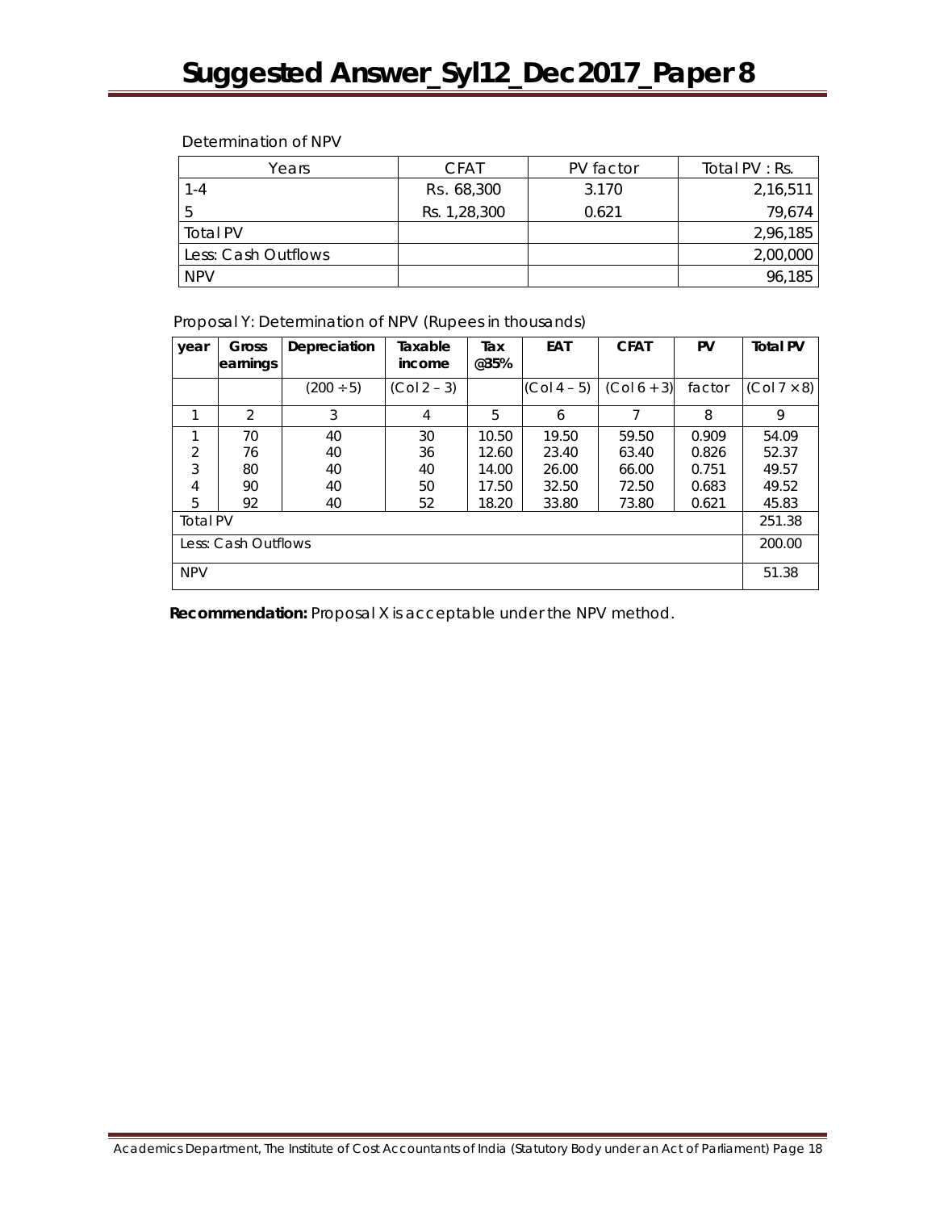Determination of NPV

| Years | CFAT | PV factor | Total PV : Rs. |
| --- | --- | --- | --- |
| 1-4 | Rs. 68,300 | 3.170 | 2,16,511 |
| 5 | Rs. 1,28,300 | 0.621 | 79,674 |
| Total PV | | | 2,96,185 |
| Less: Cash Outflows | | | 2,00,000 |
| NPV | | | 96,185 |

Proposal Y: Determination of NPV (Rupees in thousands)

| year | Gross earnings | Depreciation | Taxable income | Tax @35% | EAT | CFAT | PV | Total PV |
| --- | --- | --- | --- | --- | --- | --- | --- | --- |
| | | (200 ÷ 5) | (Col 2 – 3) | | (Col 4 – 5) | (Col 6 + 3) | factor | (Col 7 × 8) |
| 1 | 2 | 3 | 4 | 5 | 6 | 7 | 8 | 9 |
| 1 | 70 | 40 | 30 | 10.50 | 19.50 | 59.50 | 0.909 | 54.09 |
| 2 | 76 | 40 | 36 | 12.60 | 23.40 | 63.40 | 0.826 | 52.37 |
| 3 | 80 | 40 | 40 | 14.00 | 26.00 | 66.00 | 0.751 | 49.57 |
| 4 | 90 | 40 | 50 | 17.50 | 32.50 | 72.50 | 0.683 | 49.52 |
| 5 | 92 | 40 | 52 | 18.20 | 33.80 | 73.80 | 0.621 | 45.83 |
| Total PV | | | | | | | | 251.38 |
| Less: Cash Outflows | | | | | | | | 200.00 |
| NPV | | | | | | | | 51.38 |

**Recommendation:** Proposal X is acceptable under the NPV method.